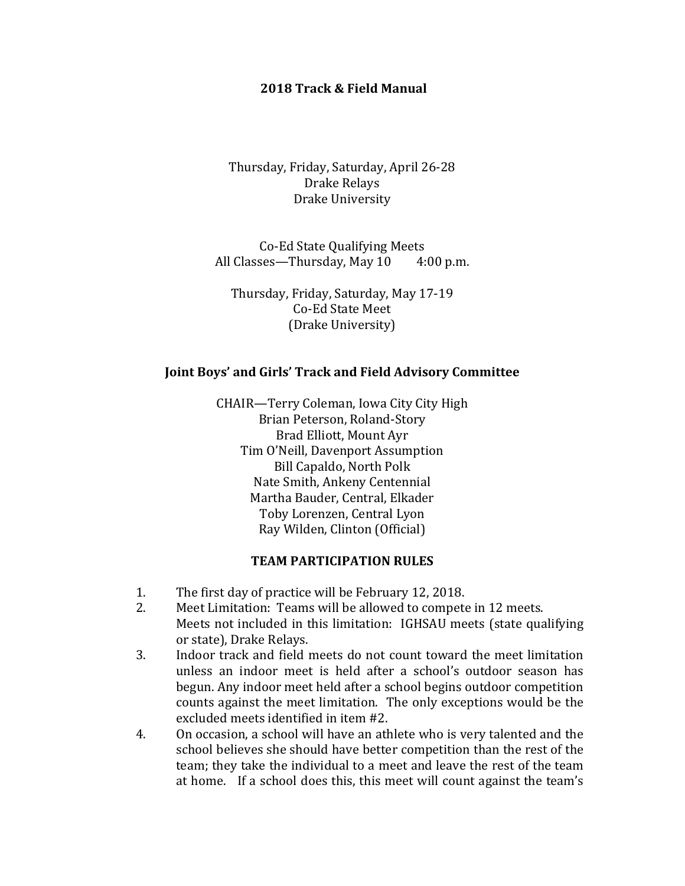# 2018 Track & Field Manual

Thursday, Friday, Saturday, April 26-28
Drake Relays
Drake University

Co-Ed State Qualifying Meets
All Classes—Thursday, May 10 4:00 p.m.

Thursday, Friday, Saturday, May 17-19
Co-Ed State Meet
(Drake University)

## Joint Boys' and Girls' Track and Field Advisory Committee

CHAIR—Terry Coleman, Iowa City City High
Brian Peterson, Roland-Story
Brad Elliott, Mount Ayr
Tim O'Neill, Davenport Assumption
Bill Capaldo, North Polk
Nate Smith, Ankeny Centennial
Martha Bauder, Central, Elkader
Toby Lorenzen, Central Lyon
Ray Wilden, Clinton (Official)

## TEAM PARTICIPATION RULES

1. The first day of practice will be February 12, 2018.
2. Meet Limitation: Teams will be allowed to compete in 12 meets. Meets not included in this limitation: IGHSAU meets (state qualifying or state), Drake Relays.
3. Indoor track and field meets do not count toward the meet limitation unless an indoor meet is held after a school's outdoor season has begun. Any indoor meet held after a school begins outdoor competition counts against the meet limitation. The only exceptions would be the excluded meets identified in item #2.
4. On occasion, a school will have an athlete who is very talented and the school believes she should have better competition than the rest of the team; they take the individual to a meet and leave the rest of the team at home. If a school does this, this meet will count against the team's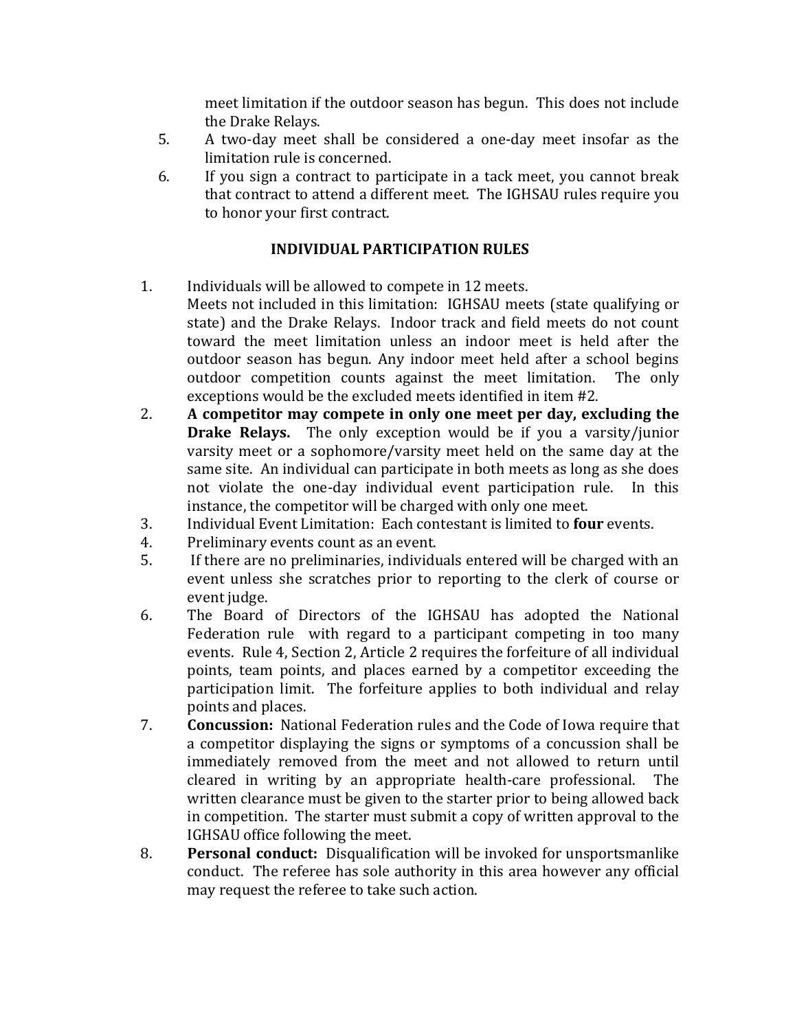meet limitation if the outdoor season has begun. This does not include the Drake Relays.

5. A two-day meet shall be considered a one-day meet insofar as the limitation rule is concerned.
6. If you sign a contract to participate in a tack meet, you cannot break that contract to attend a different meet. The IGHSAU rules require you to honor your first contract.

## INDIVIDUAL PARTICIPATION RULES

1. Individuals will be allowed to compete in 12 meets.
   Meets not included in this limitation: IGHSAU meets (state qualifying or state) and the Drake Relays. Indoor track and field meets do not count toward the meet limitation unless an indoor meet is held after the outdoor season has begun. Any indoor meet held after a school begins outdoor competition counts against the meet limitation. The only exceptions would be the excluded meets identified in item #2.
2. **A competitor may compete in only one meet per day, excluding the Drake Relays.** The only exception would be if you a varsity/junior varsity meet or a sophomore/varsity meet held on the same day at the same site. An individual can participate in both meets as long as she does not violate the one-day individual event participation rule. In this instance, the competitor will be charged with only one meet.
3. Individual Event Limitation: Each contestant is limited to **four** events.
4. Preliminary events count as an event.
5. If there are no preliminaries, individuals entered will be charged with an event unless she scratches prior to reporting to the clerk of course or event judge.
6. The Board of Directors of the IGHSAU has adopted the National Federation rule with regard to a participant competing in too many events. Rule 4, Section 2, Article 2 requires the forfeiture of all individual points, team points, and places earned by a competitor exceeding the participation limit. The forfeiture applies to both individual and relay points and places.
7. **Concussion:** National Federation rules and the Code of Iowa require that a competitor displaying the signs or symptoms of a concussion shall be immediately removed from the meet and not allowed to return until cleared in writing by an appropriate health-care professional. The written clearance must be given to the starter prior to being allowed back in competition. The starter must submit a copy of written approval to the IGHSAU office following the meet.
8. **Personal conduct:** Disqualification will be invoked for unsportsmanlike conduct. The referee has sole authority in this area however any official may request the referee to take such action.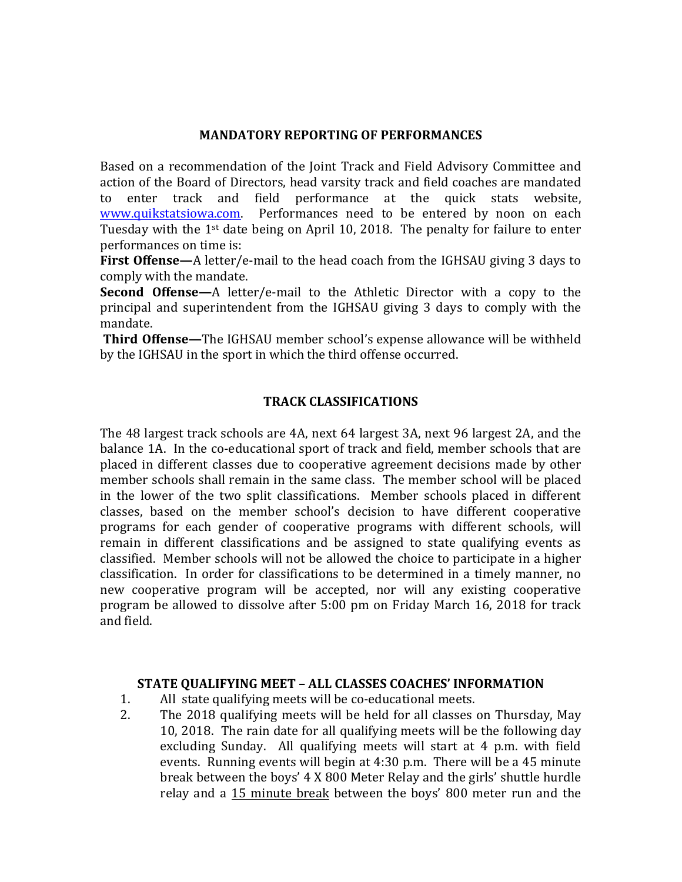## MANDATORY REPORTING OF PERFORMANCES

Based on a recommendation of the Joint Track and Field Advisory Committee and action of the Board of Directors, head varsity track and field coaches are mandated to enter track and field performance at the quick stats website, [www.quikstatsiowa.com](http://www.quikstatsiowa.com). Performances need to be entered by noon on each Tuesday with the 1st date being on April 10, 2018. The penalty for failure to enter performances on time is:

**First Offense—**A letter/e-mail to the head coach from the IGHSAU giving 3 days to comply with the mandate.

**Second Offense—**A letter/e-mail to the Athletic Director with a copy to the principal and superintendent from the IGHSAU giving 3 days to comply with the mandate.

**Third Offense—**The IGHSAU member school's expense allowance will be withheld by the IGHSAU in the sport in which the third offense occurred.

## TRACK CLASSIFICATIONS

The 48 largest track schools are 4A, next 64 largest 3A, next 96 largest 2A, and the balance 1A. In the co-educational sport of track and field, member schools that are placed in different classes due to cooperative agreement decisions made by other member schools shall remain in the same class. The member school will be placed in the lower of the two split classifications. Member schools placed in different classes, based on the member school's decision to have different cooperative programs for each gender of cooperative programs with different schools, will remain in different classifications and be assigned to state qualifying events as classified. Member schools will not be allowed the choice to participate in a higher classification. In order for classifications to be determined in a timely manner, no new cooperative program will be accepted, nor will any existing cooperative program be allowed to dissolve after 5:00 pm on Friday March 16, 2018 for track and field.

## STATE QUALIFYING MEET – ALL CLASSES COACHES' INFORMATION

1. All state qualifying meets will be co-educational meets.
2. The 2018 qualifying meets will be held for all classes on Thursday, May 10, 2018. The rain date for all qualifying meets will be the following day excluding Sunday. All qualifying meets will start at 4 p.m. with field events. Running events will begin at 4:30 p.m. There will be a 45 minute break between the boys' 4 X 800 Meter Relay and the girls' shuttle hurdle relay and a 15 minute break between the boys' 800 meter run and the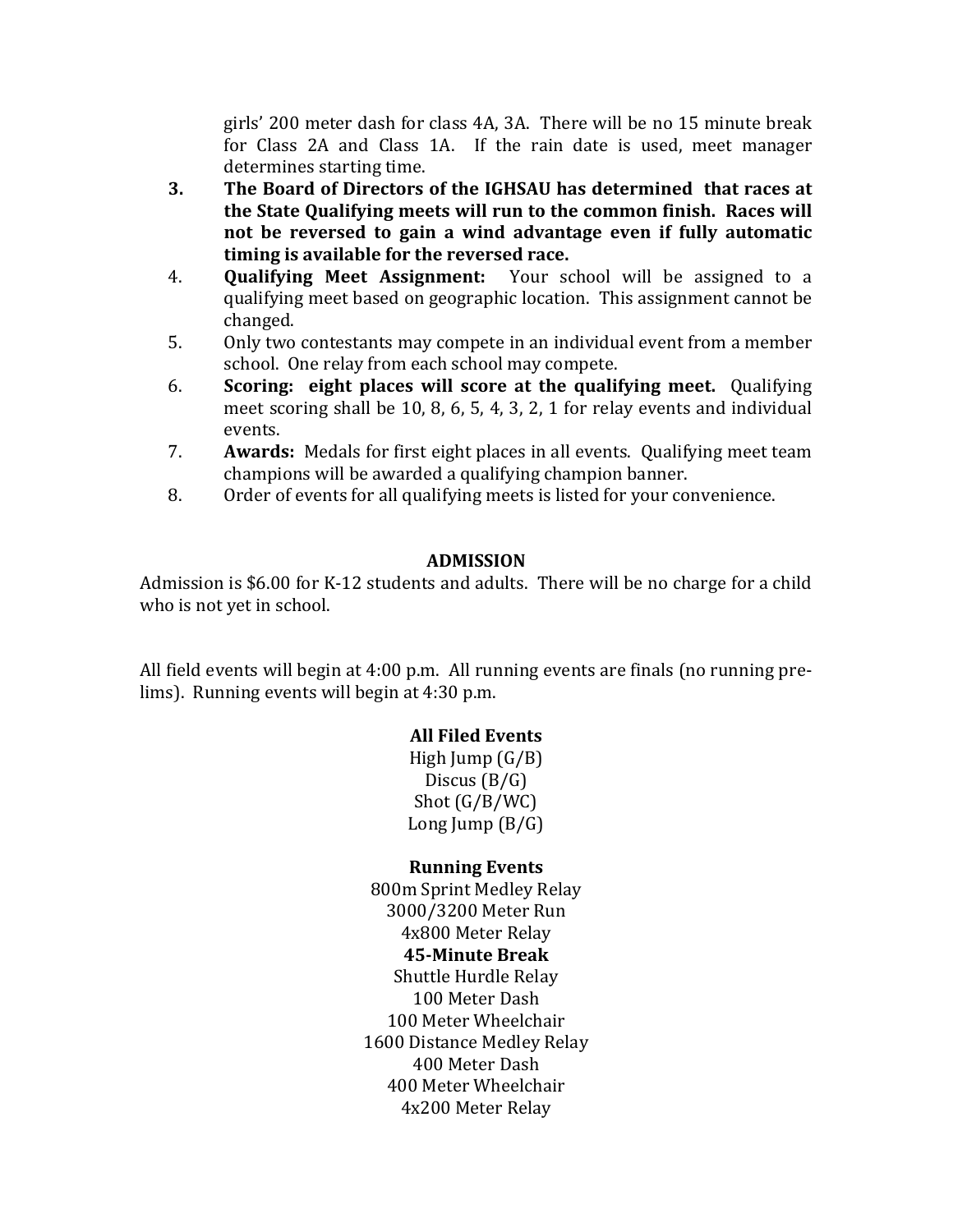girls' 200 meter dash for class 4A, 3A. There will be no 15 minute break for Class 2A and Class 1A. If the rain date is used, meet manager determines starting time.

3. **The Board of Directors of the IGHSAU has determined that races at the State Qualifying meets will run to the common finish. Races will not be reversed to gain a wind advantage even if fully automatic timing is available for the reversed race.**
4. **Qualifying Meet Assignment:** Your school will be assigned to a qualifying meet based on geographic location. This assignment cannot be changed.
5. Only two contestants may compete in an individual event from a member school. One relay from each school may compete.
6. **Scoring: eight places will score at the qualifying meet.** Qualifying meet scoring shall be 10, 8, 6, 5, 4, 3, 2, 1 for relay events and individual events.
7. **Awards:** Medals for first eight places in all events. Qualifying meet team champions will be awarded a qualifying champion banner.
8. Order of events for all qualifying meets is listed for your convenience.

**ADMISSION**

Admission is $6.00 for K-12 students and adults. There will be no charge for a child who is not yet in school.

All field events will begin at 4:00 p.m. All running events are finals (no running pre-lims). Running events will begin at 4:30 p.m.

**All Filed Events**

High Jump (G/B)
Discus (B/G)
Shot (G/B/WC)
Long Jump (B/G)

**Running Events**

800m Sprint Medley Relay
3000/3200 Meter Run
4x800 Meter Relay
**45-Minute Break**
Shuttle Hurdle Relay
100 Meter Dash
100 Meter Wheelchair
1600 Distance Medley Relay
400 Meter Dash
400 Meter Wheelchair
4x200 Meter Relay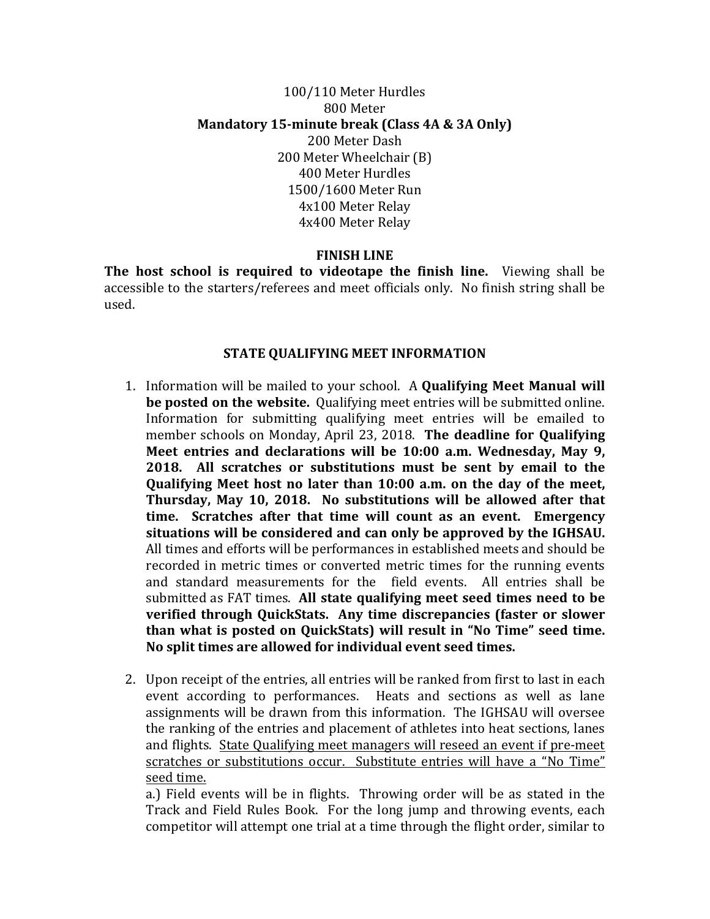100/110 Meter Hurdles
800 Meter
**Mandatory 15-minute break (Class 4A & 3A Only)**
200 Meter Dash
200 Meter Wheelchair (B)
400 Meter Hurdles
1500/1600 Meter Run
4x100 Meter Relay
4x400 Meter Relay

**FINISH LINE**

**The host school is required to videotape the finish line.** Viewing shall be accessible to the starters/referees and meet officials only. No finish string shall be used.

**STATE QUALIFYING MEET INFORMATION**

1. Information will be mailed to your school. A **Qualifying Meet Manual will be posted on the website.** Qualifying meet entries will be submitted online. Information for submitting qualifying meet entries will be emailed to member schools on Monday, April 23, 2018. **The deadline for Qualifying Meet entries and declarations will be 10:00 a.m. Wednesday, May 9, 2018. All scratches or substitutions must be sent by email to the Qualifying Meet host no later than 10:00 a.m. on the day of the meet, Thursday, May 10, 2018. No substitutions will be allowed after that time. Scratches after that time will count as an event. Emergency situations will be considered and can only be approved by the IGHSAU.** All times and efforts will be performances in established meets and should be recorded in metric times or converted metric times for the running events and standard measurements for the field events. All entries shall be submitted as FAT times. **All state qualifying meet seed times need to be verified through QuickStats. Any time discrepancies (faster or slower than what is posted on QuickStats) will result in "No Time" seed time. No split times are allowed for individual event seed times.**

2. Upon receipt of the entries, all entries will be ranked from first to last in each event according to performances. Heats and sections as well as lane assignments will be drawn from this information. The IGHSAU will oversee the ranking of the entries and placement of athletes into heat sections, lanes and flights. <u>State Qualifying meet managers will reseed an event if pre-meet scratches or substitutions occur. Substitute entries will have a "No Time" seed time.</u>

   a.) Field events will be in flights. Throwing order will be as stated in the Track and Field Rules Book. For the long jump and throwing events, each competitor will attempt one trial at a time through the flight order, similar to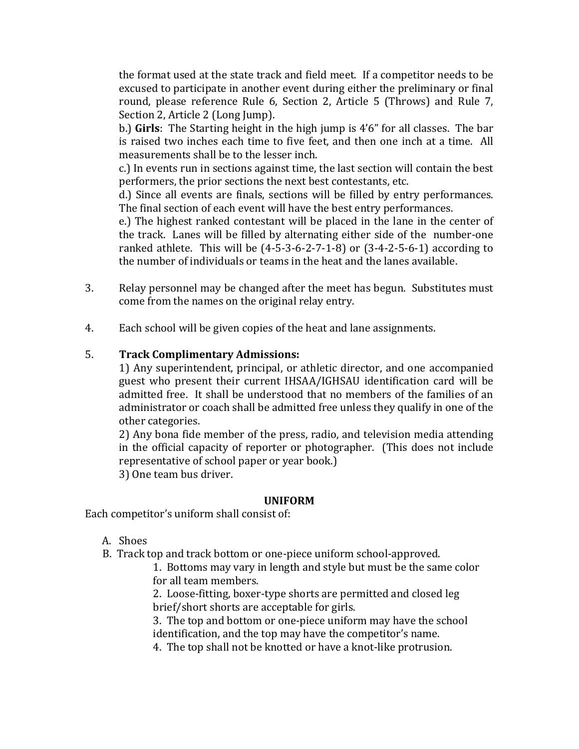the format used at the state track and field meet. If a competitor needs to be excused to participate in another event during either the preliminary or final round, please reference Rule 6, Section 2, Article 5 (Throws) and Rule 7, Section 2, Article 2 (Long Jump).

b.) **Girls**: The Starting height in the high jump is 4'6" for all classes. The bar is raised two inches each time to five feet, and then one inch at a time. All measurements shall be to the lesser inch.

c.) In events run in sections against time, the last section will contain the best performers, the prior sections the next best contestants, etc.

d.) Since all events are finals, sections will be filled by entry performances. The final section of each event will have the best entry performances.

e.) The highest ranked contestant will be placed in the lane in the center of the track. Lanes will be filled by alternating either side of the number-one ranked athlete. This will be (4-5-3-6-2-7-1-8) or (3-4-2-5-6-1) according to the number of individuals or teams in the heat and the lanes available.

3. Relay personnel may be changed after the meet has begun. Substitutes must come from the names on the original relay entry.

4. Each school will be given copies of the heat and lane assignments.

5. **Track Complimentary Admissions:**

   1) Any superintendent, principal, or athletic director, and one accompanied guest who present their current IHSAA/IGHSAU identification card will be admitted free. It shall be understood that no members of the families of an administrator or coach shall be admitted free unless they qualify in one of the other categories.

   2) Any bona fide member of the press, radio, and television media attending in the official capacity of reporter or photographer. (This does not include representative of school paper or year book.)

   3) One team bus driver.

## UNIFORM

Each competitor's uniform shall consist of:

A. Shoes

B. Track top and track bottom or one-piece uniform school-approved.

   1. Bottoms may vary in length and style but must be the same color for all team members.
   2. Loose-fitting, boxer-type shorts are permitted and closed leg brief/short shorts are acceptable for girls.
   3. The top and bottom or one-piece uniform may have the school identification, and the top may have the competitor's name.
   4. The top shall not be knotted or have a knot-like protrusion.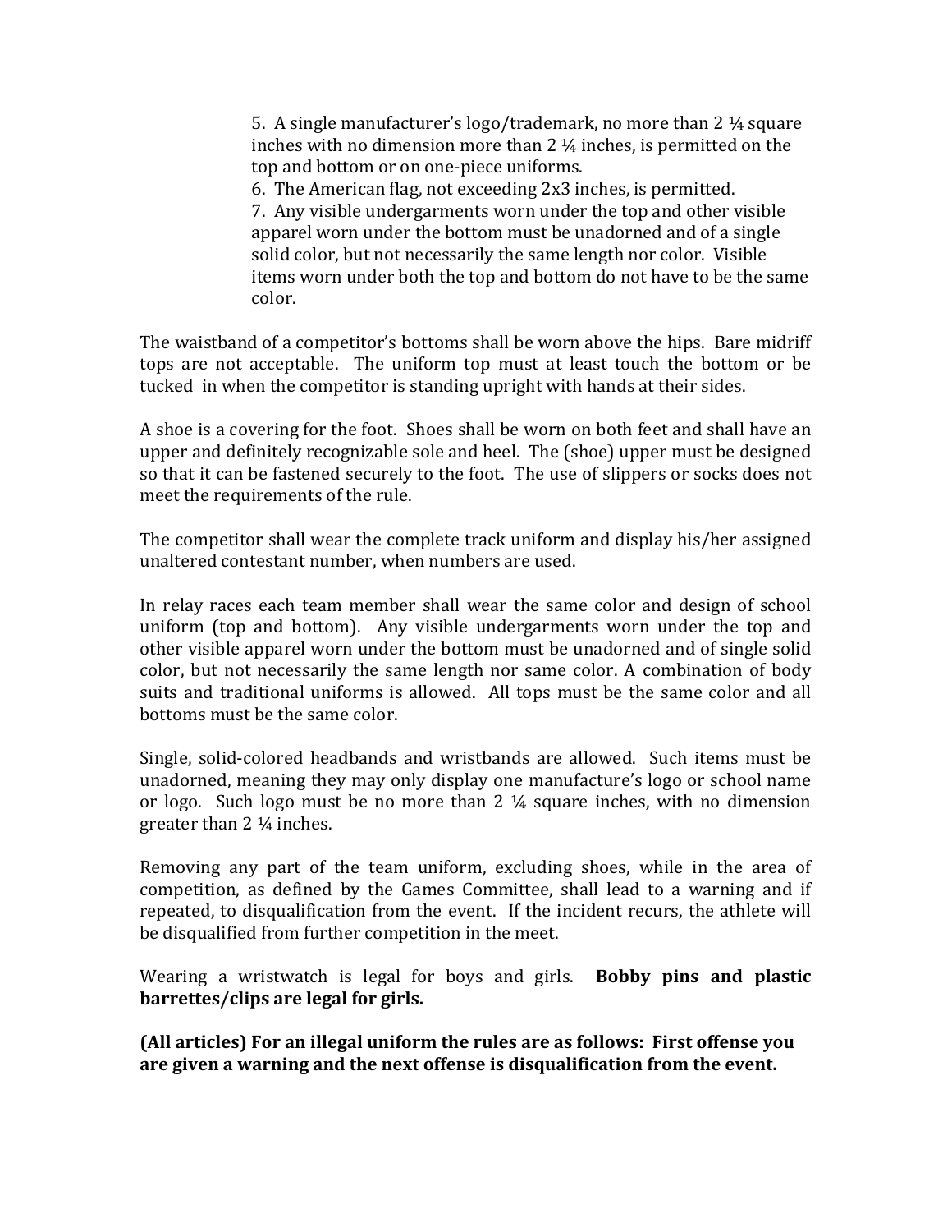5. A single manufacturer's logo/trademark, no more than 2 ¼ square inches with no dimension more than 2 ¼ inches, is permitted on the top and bottom or on one-piece uniforms.
6. The American flag, not exceeding 2x3 inches, is permitted.
7. Any visible undergarments worn under the top and other visible apparel worn under the bottom must be unadorned and of a single solid color, but not necessarily the same length nor color. Visible items worn under both the top and bottom do not have to be the same color.

The waistband of a competitor's bottoms shall be worn above the hips. Bare midriff tops are not acceptable. The uniform top must at least touch the bottom or be tucked in when the competitor is standing upright with hands at their sides.

A shoe is a covering for the foot. Shoes shall be worn on both feet and shall have an upper and definitely recognizable sole and heel. The (shoe) upper must be designed so that it can be fastened securely to the foot. The use of slippers or socks does not meet the requirements of the rule.

The competitor shall wear the complete track uniform and display his/her assigned unaltered contestant number, when numbers are used.

In relay races each team member shall wear the same color and design of school uniform (top and bottom). Any visible undergarments worn under the top and other visible apparel worn under the bottom must be unadorned and of single solid color, but not necessarily the same length nor same color. A combination of body suits and traditional uniforms is allowed. All tops must be the same color and all bottoms must be the same color.

Single, solid-colored headbands and wristbands are allowed. Such items must be unadorned, meaning they may only display one manufacture's logo or school name or logo. Such logo must be no more than 2 ¼ square inches, with no dimension greater than 2 ¼ inches.

Removing any part of the team uniform, excluding shoes, while in the area of competition, as defined by the Games Committee, shall lead to a warning and if repeated, to disqualification from the event. If the incident recurs, the athlete will be disqualified from further competition in the meet.

Wearing a wristwatch is legal for boys and girls. **Bobby pins and plastic barrettes/clips are legal for girls.**

**(All articles) For an illegal uniform the rules are as follows: First offense you are given a warning and the next offense is disqualification from the event.**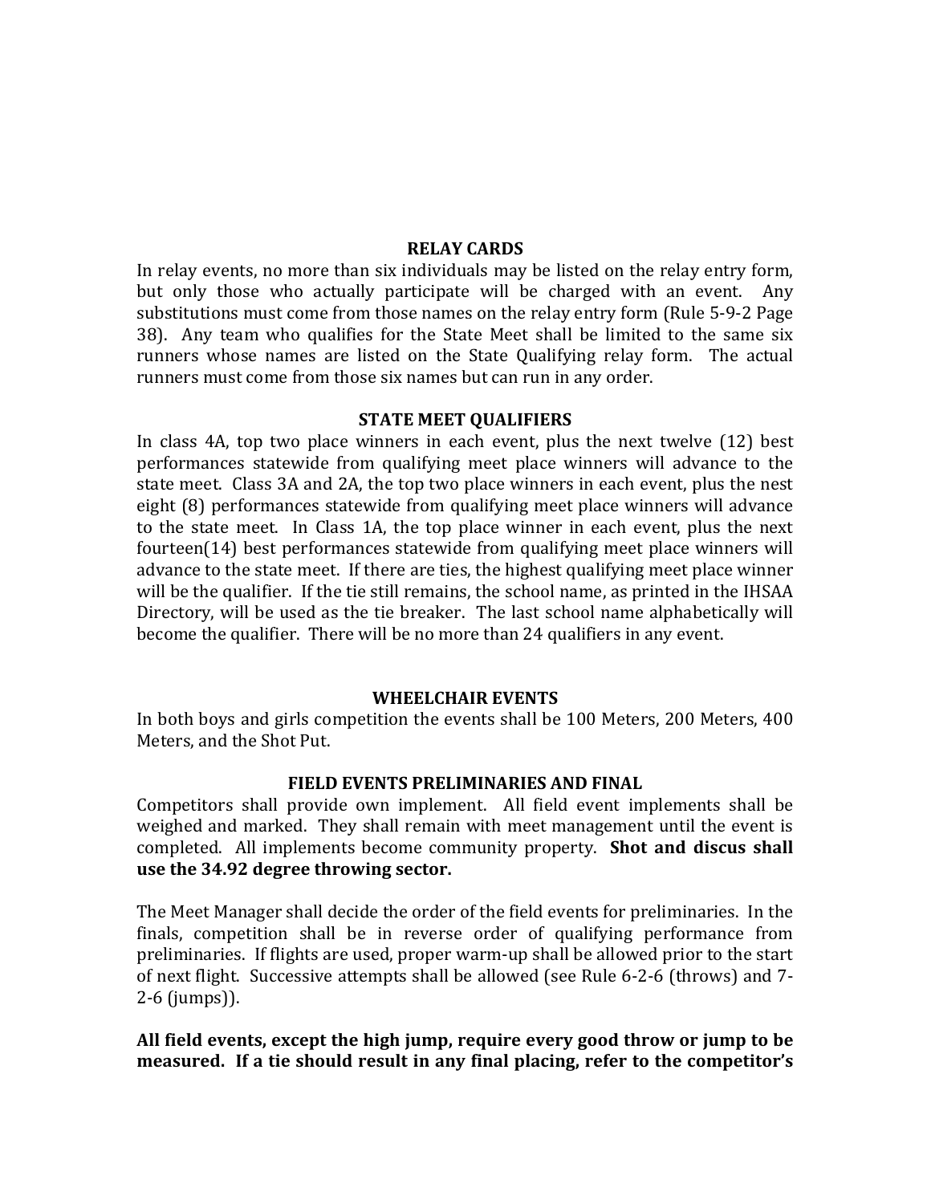## RELAY CARDS

In relay events, no more than six individuals may be listed on the relay entry form, but only those who actually participate will be charged with an event. Any substitutions must come from those names on the relay entry form (Rule 5-9-2 Page 38). Any team who qualifies for the State Meet shall be limited to the same six runners whose names are listed on the State Qualifying relay form. The actual runners must come from those six names but can run in any order.

## STATE MEET QUALIFIERS

In class 4A, top two place winners in each event, plus the next twelve (12) best performances statewide from qualifying meet place winners will advance to the state meet. Class 3A and 2A, the top two place winners in each event, plus the nest eight (8) performances statewide from qualifying meet place winners will advance to the state meet. In Class 1A, the top place winner in each event, plus the next fourteen(14) best performances statewide from qualifying meet place winners will advance to the state meet. If there are ties, the highest qualifying meet place winner will be the qualifier. If the tie still remains, the school name, as printed in the IHSAA Directory, will be used as the tie breaker. The last school name alphabetically will become the qualifier. There will be no more than 24 qualifiers in any event.

## WHEELCHAIR EVENTS

In both boys and girls competition the events shall be 100 Meters, 200 Meters, 400 Meters, and the Shot Put.

## FIELD EVENTS PRELIMINARIES AND FINAL

Competitors shall provide own implement. All field event implements shall be weighed and marked. They shall remain with meet management until the event is completed. All implements become community property. **Shot and discus shall use the 34.92 degree throwing sector.**

The Meet Manager shall decide the order of the field events for preliminaries. In the finals, competition shall be in reverse order of qualifying performance from preliminaries. If flights are used, proper warm-up shall be allowed prior to the start of next flight. Successive attempts shall be allowed (see Rule 6-2-6 (throws) and 7-2-6 (jumps)).

**All field events, except the high jump, require every good throw or jump to be measured. If a tie should result in any final placing, refer to the competitor's**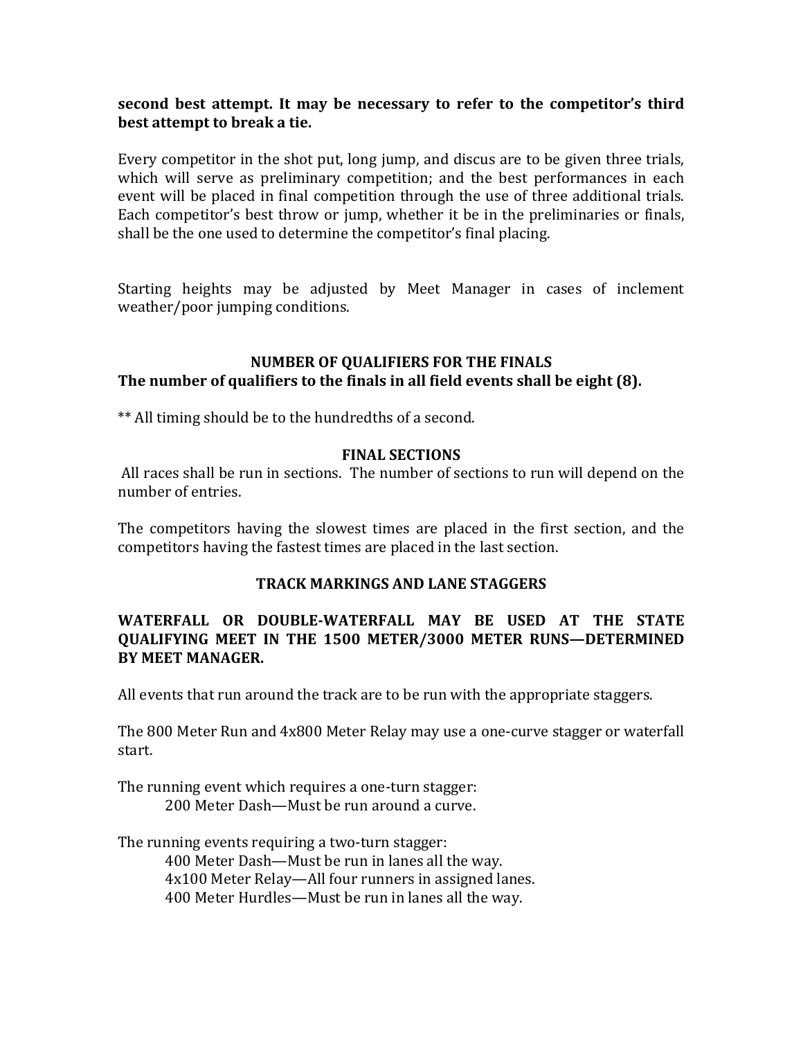**second best attempt. It may be necessary to refer to the competitor's third best attempt to break a tie.**

Every competitor in the shot put, long jump, and discus are to be given three trials, which will serve as preliminary competition; and the best performances in each event will be placed in final competition through the use of three additional trials. Each competitor's best throw or jump, whether it be in the preliminaries or finals, shall be the one used to determine the competitor's final placing.

Starting heights may be adjusted by Meet Manager in cases of inclement weather/poor jumping conditions.

### NUMBER OF QUALIFIERS FOR THE FINALS

**The number of qualifiers to the finals in all field events shall be eight (8).**

** All timing should be to the hundredths of a second.

### FINAL SECTIONS

All races shall be run in sections. The number of sections to run will depend on the number of entries.

The competitors having the slowest times are placed in the first section, and the competitors having the fastest times are placed in the last section.

### TRACK MARKINGS AND LANE STAGGERS

**WATERFALL OR DOUBLE-WATERFALL MAY BE USED AT THE STATE QUALIFYING MEET IN THE 1500 METER/3000 METER RUNS—DETERMINED BY MEET MANAGER.**

All events that run around the track are to be run with the appropriate staggers.

The 800 Meter Run and 4x800 Meter Relay may use a one-curve stagger or waterfall start.

The running event which requires a one-turn stagger:

- 200 Meter Dash—Must be run around a curve.

The running events requiring a two-turn stagger:

- 400 Meter Dash—Must be run in lanes all the way.
- 4x100 Meter Relay—All four runners in assigned lanes.
- 400 Meter Hurdles—Must be run in lanes all the way.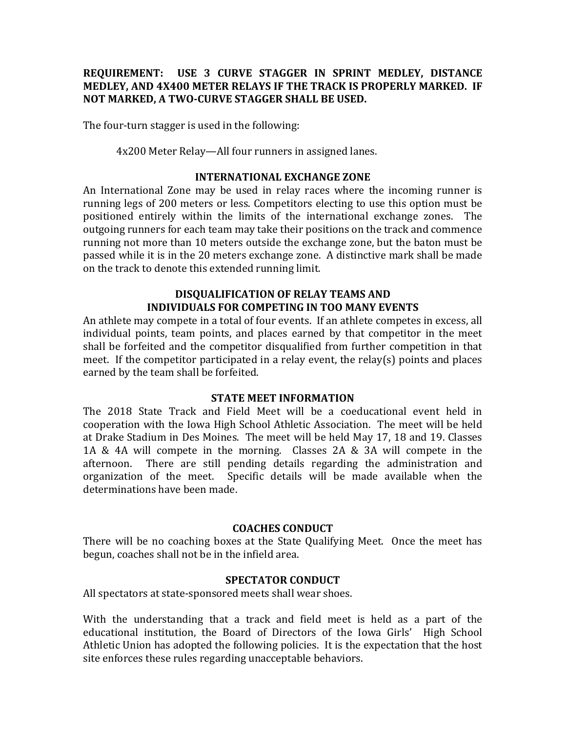**REQUIREMENT: USE 3 CURVE STAGGER IN SPRINT MEDLEY, DISTANCE MEDLEY, AND 4X400 METER RELAYS IF THE TRACK IS PROPERLY MARKED. IF NOT MARKED, A TWO-CURVE STAGGER SHALL BE USED.**

The four-turn stagger is used in the following:

> 4x200 Meter Relay—All four runners in assigned lanes.

### INTERNATIONAL EXCHANGE ZONE

An International Zone may be used in relay races where the incoming runner is running legs of 200 meters or less. Competitors electing to use this option must be positioned entirely within the limits of the international exchange zones. The outgoing runners for each team may take their positions on the track and commence running not more than 10 meters outside the exchange zone, but the baton must be passed while it is in the 20 meters exchange zone. A distinctive mark shall be made on the track to denote this extended running limit.

### DISQUALIFICATION OF RELAY TEAMS AND INDIVIDUALS FOR COMPETING IN TOO MANY EVENTS

An athlete may compete in a total of four events. If an athlete competes in excess, all individual points, team points, and places earned by that competitor in the meet shall be forfeited and the competitor disqualified from further competition in that meet. If the competitor participated in a relay event, the relay(s) points and places earned by the team shall be forfeited.

### STATE MEET INFORMATION

The 2018 State Track and Field Meet will be a coeducational event held in cooperation with the Iowa High School Athletic Association. The meet will be held at Drake Stadium in Des Moines. The meet will be held May 17, 18 and 19. Classes 1A & 4A will compete in the morning. Classes 2A & 3A will compete in the afternoon. There are still pending details regarding the administration and organization of the meet. Specific details will be made available when the determinations have been made.

### COACHES CONDUCT

There will be no coaching boxes at the State Qualifying Meet. Once the meet has begun, coaches shall not be in the infield area.

### SPECTATOR CONDUCT

All spectators at state-sponsored meets shall wear shoes.

With the understanding that a track and field meet is held as a part of the educational institution, the Board of Directors of the Iowa Girls' High School Athletic Union has adopted the following policies. It is the expectation that the host site enforces these rules regarding unacceptable behaviors.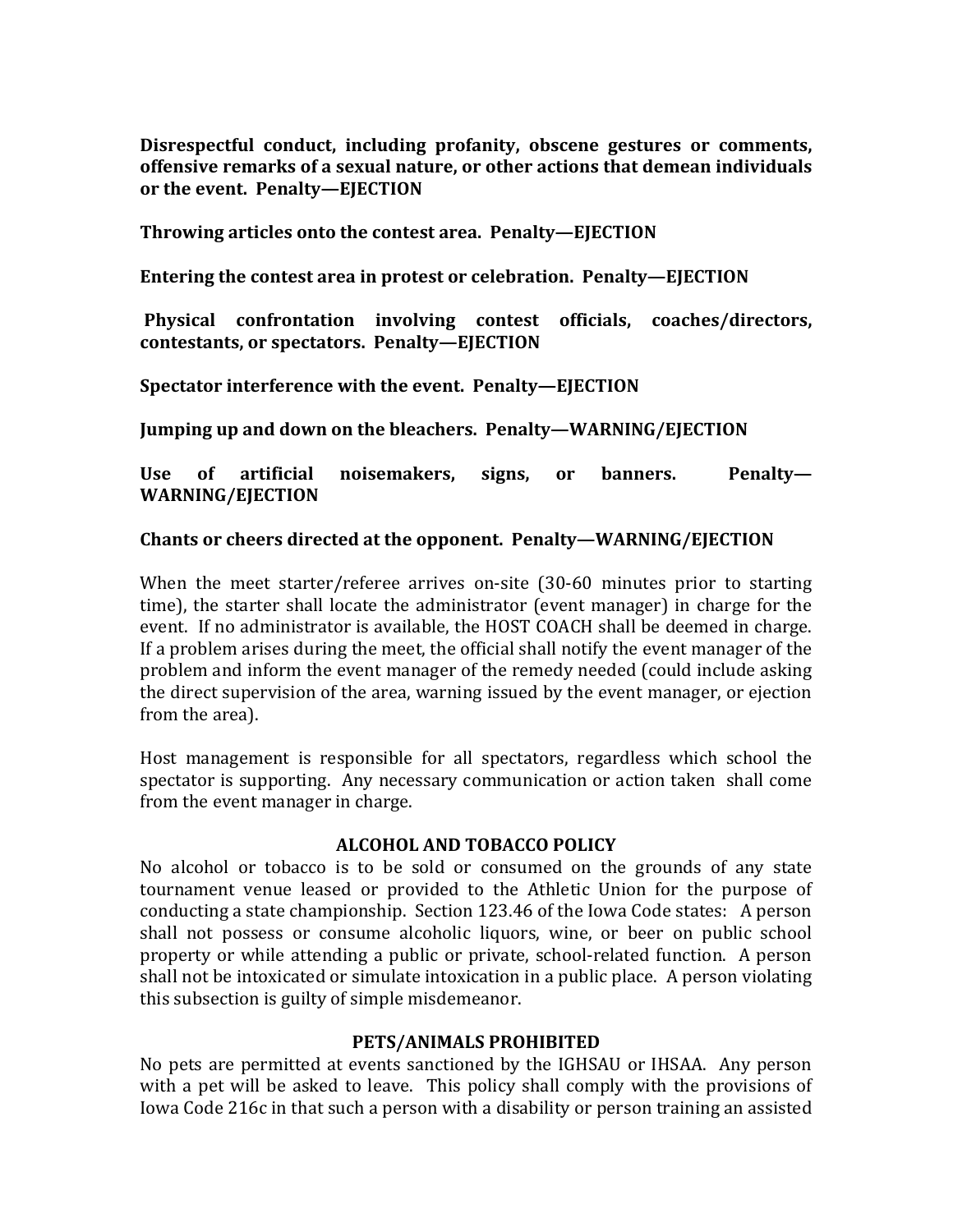**Disrespectful conduct, including profanity, obscene gestures or comments, offensive remarks of a sexual nature, or other actions that demean individuals or the event. Penalty—EJECTION**

**Throwing articles onto the contest area. Penalty—EJECTION**

**Entering the contest area in protest or celebration. Penalty—EJECTION**

**Physical confrontation involving contest officials, coaches/directors, contestants, or spectators. Penalty—EJECTION**

**Spectator interference with the event. Penalty—EJECTION**

**Jumping up and down on the bleachers. Penalty—WARNING/EJECTION**

**Use of artificial noisemakers, signs, or banners. Penalty—WARNING/EJECTION**

**Chants or cheers directed at the opponent. Penalty—WARNING/EJECTION**

When the meet starter/referee arrives on-site (30-60 minutes prior to starting time), the starter shall locate the administrator (event manager) in charge for the event. If no administrator is available, the HOST COACH shall be deemed in charge. If a problem arises during the meet, the official shall notify the event manager of the problem and inform the event manager of the remedy needed (could include asking the direct supervision of the area, warning issued by the event manager, or ejection from the area).

Host management is responsible for all spectators, regardless which school the spectator is supporting. Any necessary communication or action taken shall come from the event manager in charge.

## ALCOHOL AND TOBACCO POLICY

No alcohol or tobacco is to be sold or consumed on the grounds of any state tournament venue leased or provided to the Athletic Union for the purpose of conducting a state championship. Section 123.46 of the Iowa Code states: A person shall not possess or consume alcoholic liquors, wine, or beer on public school property or while attending a public or private, school-related function. A person shall not be intoxicated or simulate intoxication in a public place. A person violating this subsection is guilty of simple misdemeanor.

## PETS/ANIMALS PROHIBITED

No pets are permitted at events sanctioned by the IGHSAU or IHSAA. Any person with a pet will be asked to leave. This policy shall comply with the provisions of Iowa Code 216c in that such a person with a disability or person training an assisted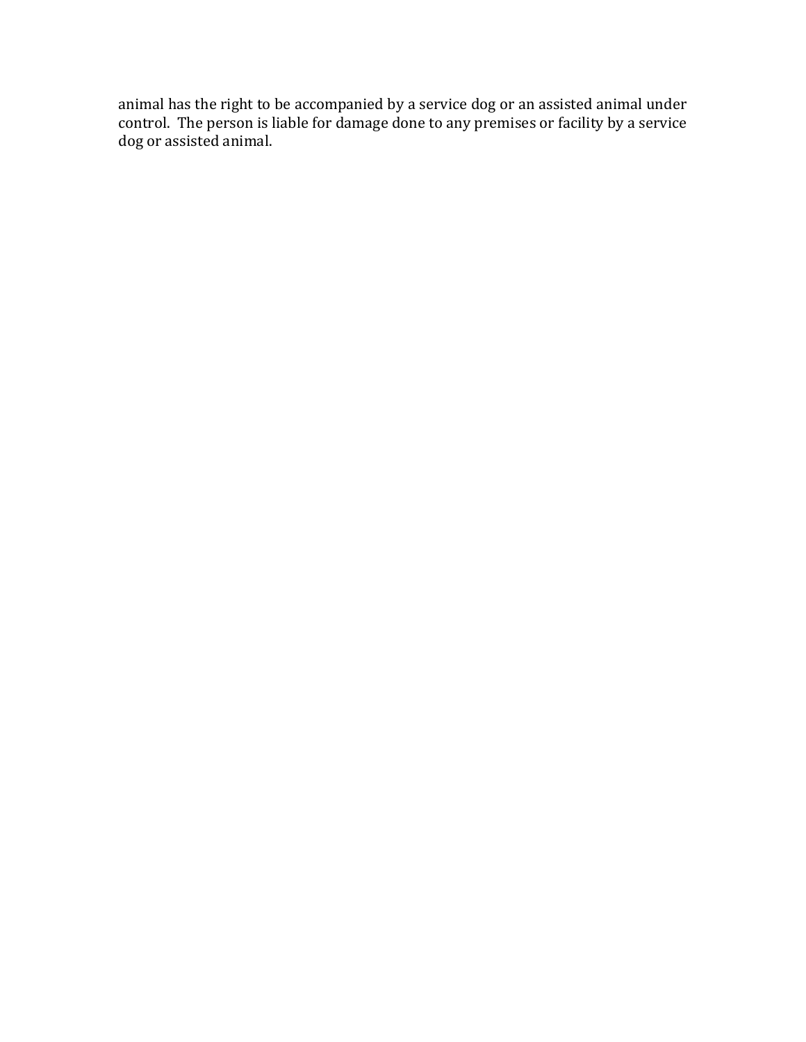animal has the right to be accompanied by a service dog or an assisted animal under control. The person is liable for damage done to any premises or facility by a service dog or assisted animal.